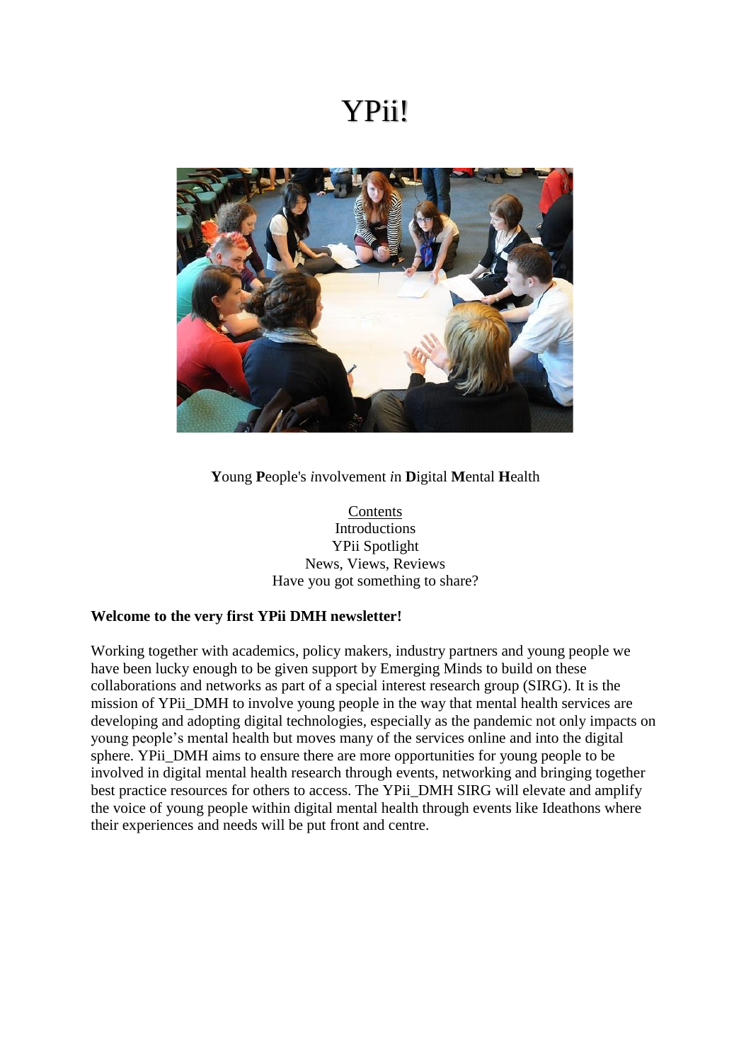# YPii!

**Y**oung **P**eople's *i*nvolvement *i*n **D**igital **M**ental **H**ealth

Contents
Introductions
YPii Spotlight
News, Views, Reviews
Have you got something to share?

**Welcome to the very first YPii DMH newsletter!**

Working together with academics, policy makers, industry partners and young people we have been lucky enough to be given support by Emerging Minds to build on these collaborations and networks as part of a special interest research group (SIRG). It is the mission of YPii_DMH to involve young people in the way that mental health services are developing and adopting digital technologies, especially as the pandemic not only impacts on young people's mental health but moves many of the services online and into the digital sphere. YPii_DMH aims to ensure there are more opportunities for young people to be involved in digital mental health research through events, networking and bringing together best practice resources for others to access. The YPii_DMH SIRG will elevate and amplify the voice of young people within digital mental health through events like Ideathons where their experiences and needs will be put front and centre.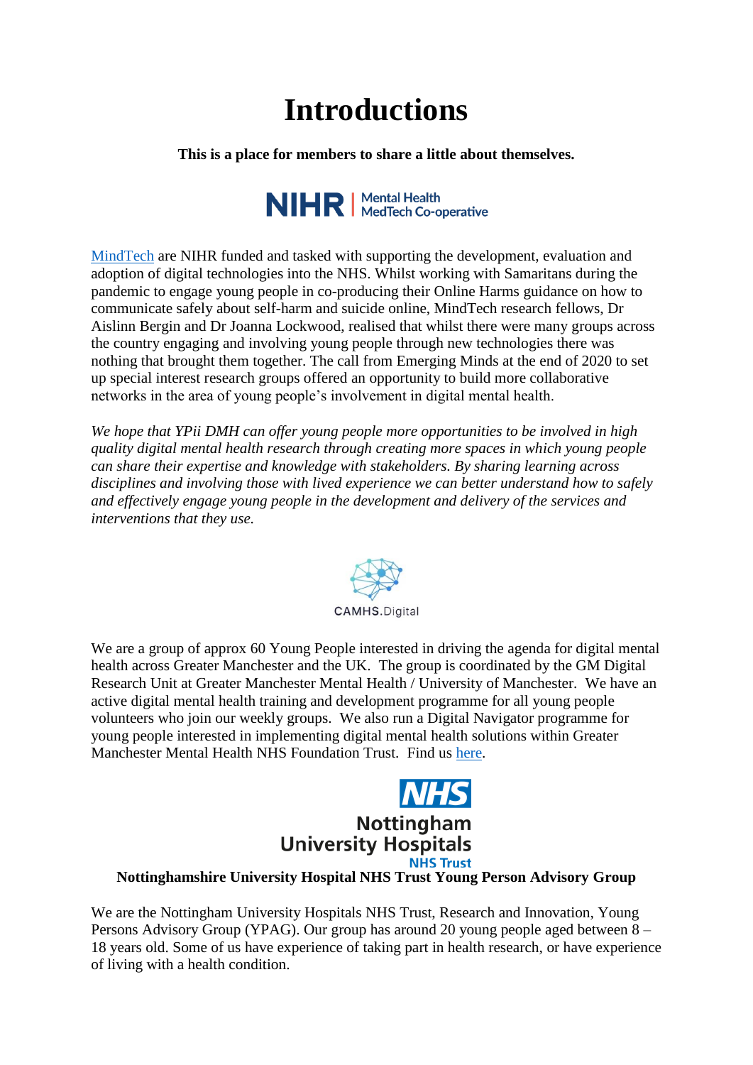# Introductions

**This is a place for members to share a little about themselves.**

NIHR | Mental Health MedTech Co-operative

[MindTech](MindTech) are NIHR funded and tasked with supporting the development, evaluation and adoption of digital technologies into the NHS. Whilst working with Samaritans during the pandemic to engage young people in co-producing their Online Harms guidance on how to communicate safely about self-harm and suicide online, MindTech research fellows, Dr Aislinn Bergin and Dr Joanna Lockwood, realised that whilst there were many groups across the country engaging and involving young people through new technologies there was nothing that brought them together. The call from Emerging Minds at the end of 2020 to set up special interest research groups offered an opportunity to build more collaborative networks in the area of young people's involvement in digital mental health.

*We hope that YPii DMH can offer young people more opportunities to be involved in high quality digital mental health research through creating more spaces in which young people can share their expertise and knowledge with stakeholders. By sharing learning across disciplines and involving those with lived experience we can better understand how to safely and effectively engage young people in the development and delivery of the services and interventions that they use.*

CAMHS.Digital

We are a group of approx 60 Young People interested in driving the agenda for digital mental health across Greater Manchester and the UK. The group is coordinated by the GM Digital Research Unit at Greater Manchester Mental Health / University of Manchester. We have an active digital mental health training and development programme for all young people volunteers who join our weekly groups. We also run a Digital Navigator programme for young people interested in implementing digital mental health solutions within Greater Manchester Mental Health NHS Foundation Trust. Find us [here](here).

NHS Nottingham University Hospitals NHS Trust

**Nottinghamshire University Hospital NHS Trust Young Person Advisory Group**

We are the Nottingham University Hospitals NHS Trust, Research and Innovation, Young Persons Advisory Group (YPAG). Our group has around 20 young people aged between 8 – 18 years old. Some of us have experience of taking part in health research, or have experience of living with a health condition.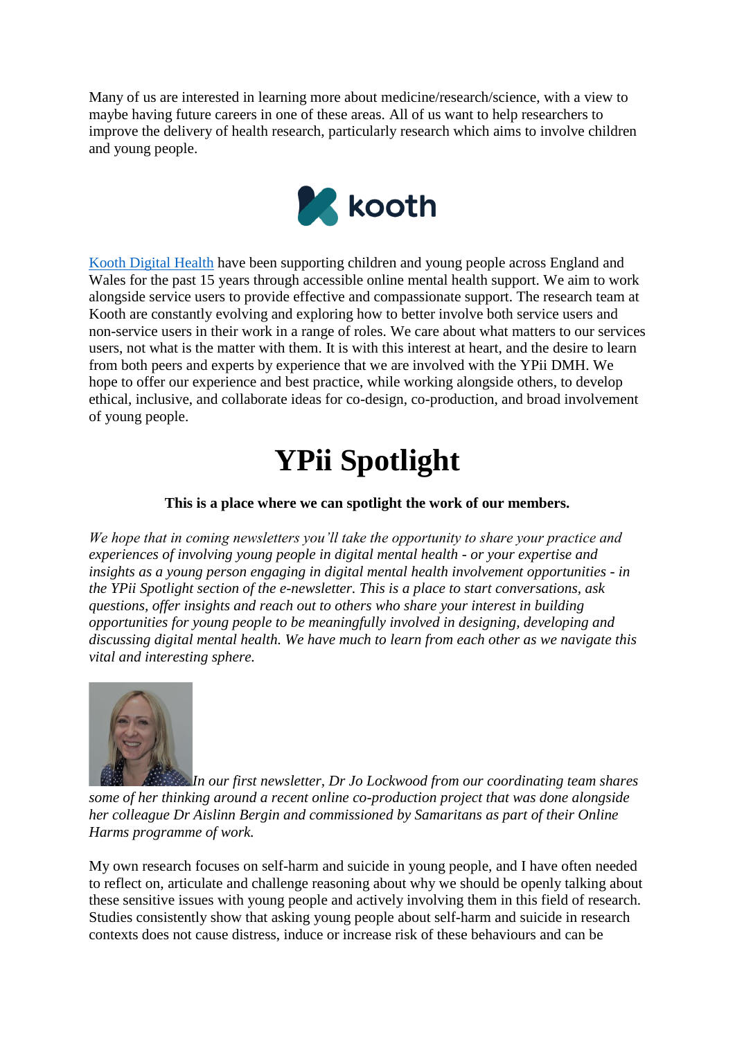Many of us are interested in learning more about medicine/research/science, with a view to maybe having future careers in one of these areas. All of us want to help researchers to improve the delivery of health research, particularly research which aims to involve children and young people.

[Kooth Digital Health](#) have been supporting children and young people across England and Wales for the past 15 years through accessible online mental health support. We aim to work alongside service users to provide effective and compassionate support. The research team at Kooth are constantly evolving and exploring how to better involve both service users and non-service users in their work in a range of roles. We care about what matters to our services users, not what is the matter with them. It is with this interest at heart, and the desire to learn from both peers and experts by experience that we are involved with the YPii DMH. We hope to offer our experience and best practice, while working alongside others, to develop ethical, inclusive, and collaborate ideas for co-design, co-production, and broad involvement of young people.

# YPii Spotlight

**This is a place where we can spotlight the work of our members.**

*We hope that in coming newsletters you'll take the opportunity to share your practice and experiences of involving young people in digital mental health - or your expertise and insights as a young person engaging in digital mental health involvement opportunities - in the YPii Spotlight section of the e-newsletter. This is a place to start conversations, ask questions, offer insights and reach out to others who share your interest in building opportunities for young people to be meaningfully involved in designing, developing and discussing digital mental health. We have much to learn from each other as we navigate this vital and interesting sphere.*

*In our first newsletter, Dr Jo Lockwood from our coordinating team shares some of her thinking around a recent online co-production project that was done alongside her colleague Dr Aislinn Bergin and commissioned by Samaritans as part of their Online Harms programme of work.*

My own research focuses on self-harm and suicide in young people, and I have often needed to reflect on, articulate and challenge reasoning about why we should be openly talking about these sensitive issues with young people and actively involving them in this field of research. Studies consistently show that asking young people about self-harm and suicide in research contexts does not cause distress, induce or increase risk of these behaviours and can be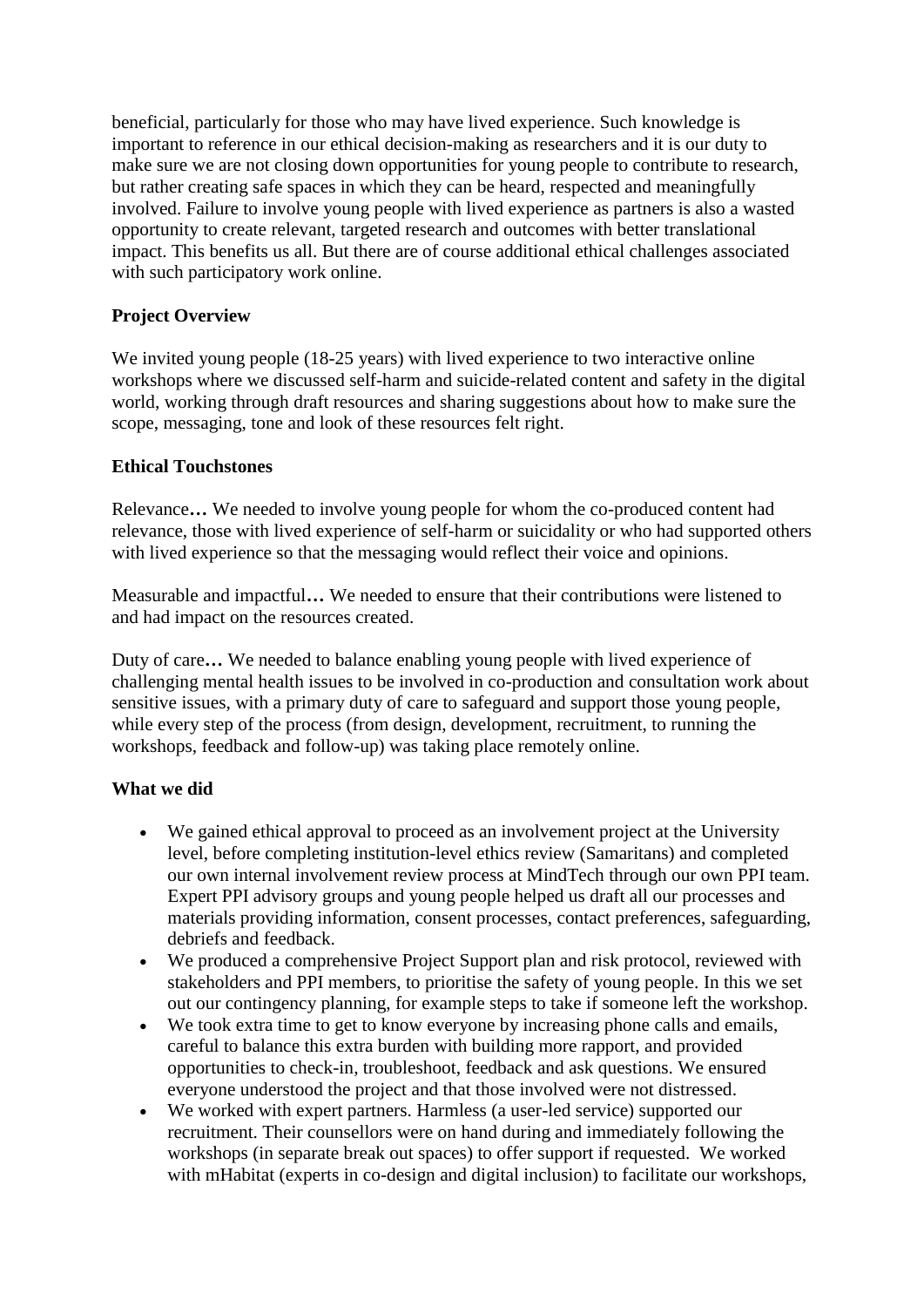beneficial, particularly for those who may have lived experience. Such knowledge is important to reference in our ethical decision-making as researchers and it is our duty to make sure we are not closing down opportunities for young people to contribute to research, but rather creating safe spaces in which they can be heard, respected and meaningfully involved. Failure to involve young people with lived experience as partners is also a wasted opportunity to create relevant, targeted research and outcomes with better translational impact. This benefits us all. But there are of course additional ethical challenges associated with such participatory work online.

**Project Overview**

We invited young people (18-25 years) with lived experience to two interactive online workshops where we discussed self-harm and suicide-related content and safety in the digital world, working through draft resources and sharing suggestions about how to make sure the scope, messaging, tone and look of these resources felt right.

**Ethical Touchstones**

Relevance**…** We needed to involve young people for whom the co-produced content had relevance, those with lived experience of self-harm or suicidality or who had supported others with lived experience so that the messaging would reflect their voice and opinions.

Measurable and impactful**…** We needed to ensure that their contributions were listened to and had impact on the resources created.

Duty of care**…** We needed to balance enabling young people with lived experience of challenging mental health issues to be involved in co-production and consultation work about sensitive issues, with a primary duty of care to safeguard and support those young people, while every step of the process (from design, development, recruitment, to running the workshops, feedback and follow-up) was taking place remotely online.

**What we did**

- We gained ethical approval to proceed as an involvement project at the University level, before completing institution-level ethics review (Samaritans) and completed our own internal involvement review process at MindTech through our own PPI team. Expert PPI advisory groups and young people helped us draft all our processes and materials providing information, consent processes, contact preferences, safeguarding, debriefs and feedback.
- We produced a comprehensive Project Support plan and risk protocol, reviewed with stakeholders and PPI members, to prioritise the safety of young people. In this we set out our contingency planning, for example steps to take if someone left the workshop.
- We took extra time to get to know everyone by increasing phone calls and emails, careful to balance this extra burden with building more rapport, and provided opportunities to check-in, troubleshoot, feedback and ask questions. We ensured everyone understood the project and that those involved were not distressed.
- We worked with expert partners. Harmless (a user-led service) supported our recruitment. Their counsellors were on hand during and immediately following the workshops (in separate break out spaces) to offer support if requested. We worked with mHabitat (experts in co-design and digital inclusion) to facilitate our workshops,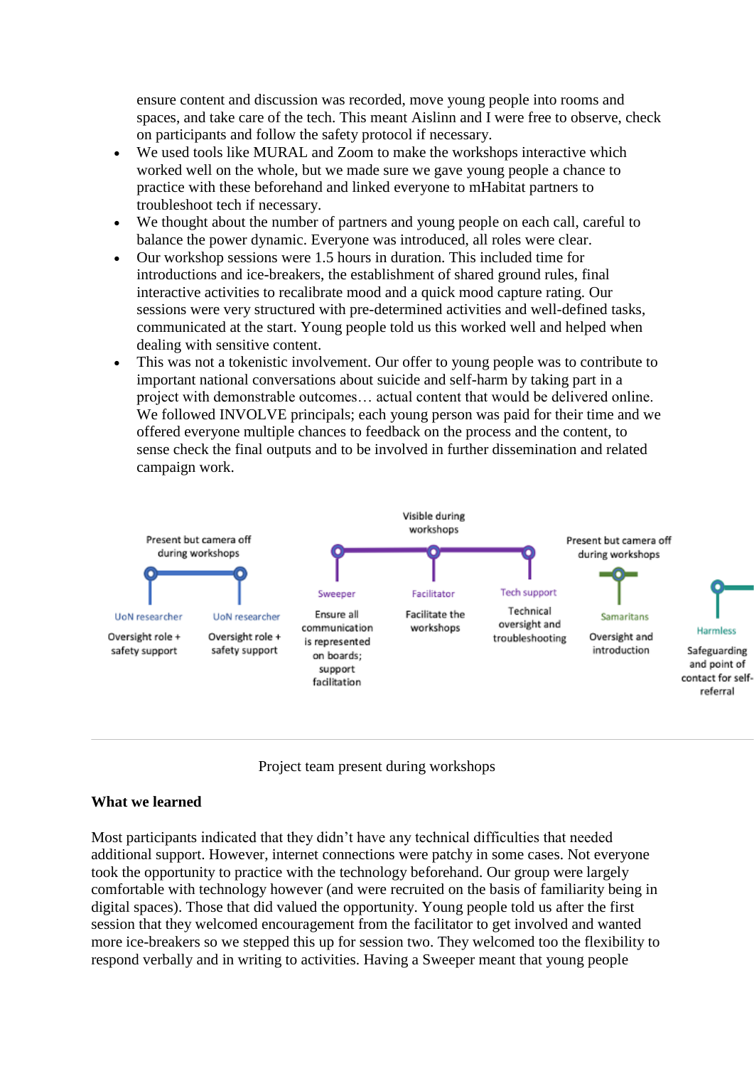ensure content and discussion was recorded, move young people into rooms and spaces, and take care of the tech. This meant Aislinn and I were free to observe, check on participants and follow the safety protocol if necessary.

- We used tools like MURAL and Zoom to make the workshops interactive which worked well on the whole, but we made sure we gave young people a chance to practice with these beforehand and linked everyone to mHabitat partners to troubleshoot tech if necessary.
- We thought about the number of partners and young people on each call, careful to balance the power dynamic. Everyone was introduced, all roles were clear.
- Our workshop sessions were 1.5 hours in duration. This included time for introductions and ice-breakers, the establishment of shared ground rules, final interactive activities to recalibrate mood and a quick mood capture rating. Our sessions were very structured with pre-determined activities and well-defined tasks, communicated at the start. Young people told us this worked well and helped when dealing with sensitive content.
- This was not a tokenistic involvement. Our offer to young people was to contribute to important national conversations about suicide and self-harm by taking part in a project with demonstrable outcomes… actual content that would be delivered online. We followed INVOLVE principals; each young person was paid for their time and we offered everyone multiple chances to feedback on the process and the content, to sense check the final outputs and to be involved in further dissemination and related campaign work.

Present but camera off during workshops
- UoN researcher — Oversight role + safety support
- UoN researcher — Oversight role + safety support

Visible during workshops
- Sweeper — Ensure all communication is represented on boards; support facilitation
- Facilitator — Facilitate the workshops
- Tech support — Technical oversight and troubleshooting

Present but camera off during workshops
- Samaritans — Oversight and introduction

- Harmless — Safeguarding and point of contact for self-referral

Project team present during workshops

**What we learned**

Most participants indicated that they didn't have any technical difficulties that needed additional support. However, internet connections were patchy in some cases. Not everyone took the opportunity to practice with the technology beforehand. Our group were largely comfortable with technology however (and were recruited on the basis of familiarity being in digital spaces). Those that did valued the opportunity. Young people told us after the first session that they welcomed encouragement from the facilitator to get involved and wanted more ice-breakers so we stepped this up for session two. They welcomed too the flexibility to respond verbally and in writing to activities. Having a Sweeper meant that young people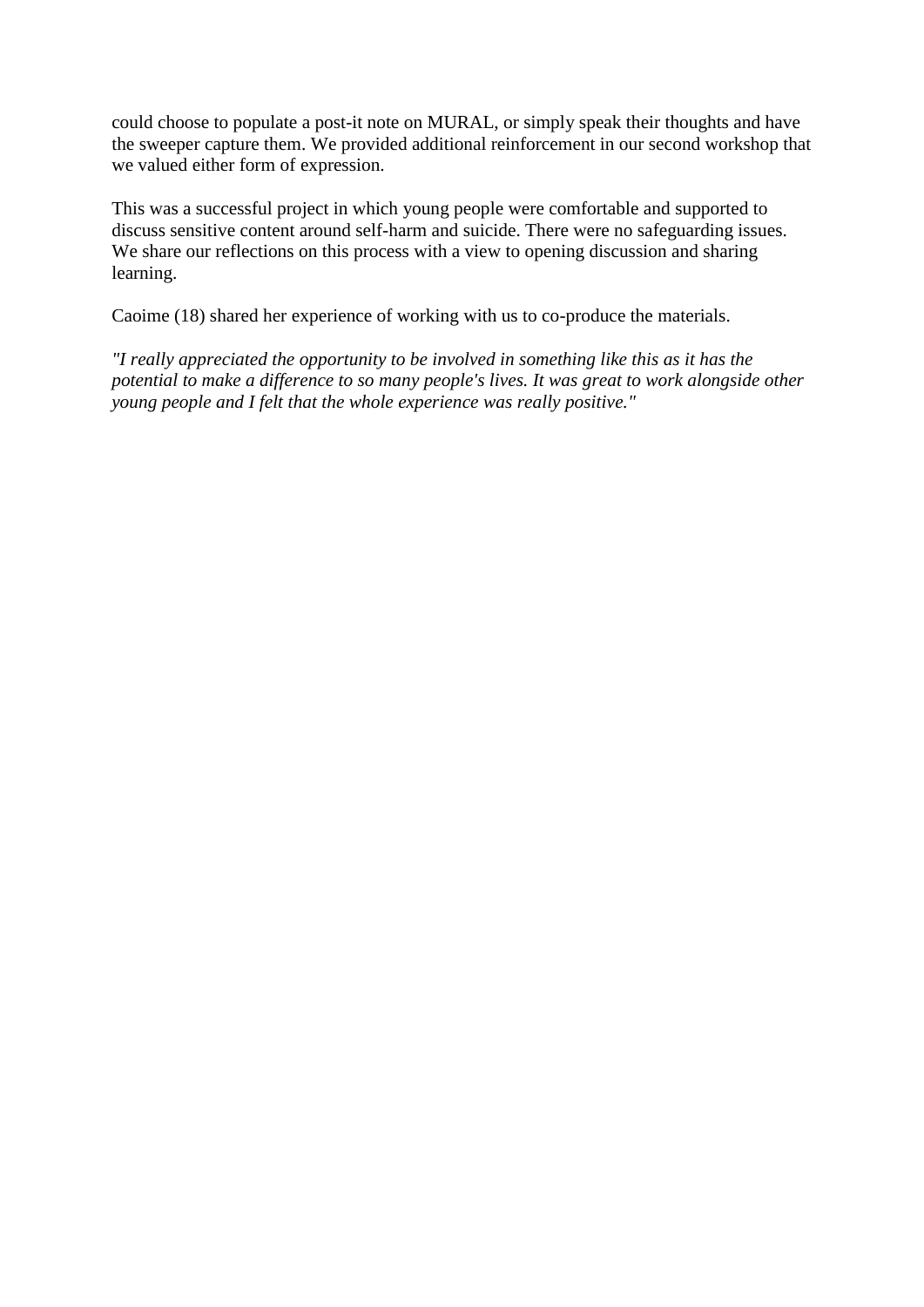could choose to populate a post-it note on MURAL, or simply speak their thoughts and have the sweeper capture them. We provided additional reinforcement in our second workshop that we valued either form of expression.

This was a successful project in which young people were comfortable and supported to discuss sensitive content around self-harm and suicide. There were no safeguarding issues. We share our reflections on this process with a view to opening discussion and sharing learning.

Caoime (18) shared her experience of working with us to co-produce the materials.

*"I really appreciated the opportunity to be involved in something like this as it has the potential to make a difference to so many people's lives. It was great to work alongside other young people and I felt that the whole experience was really positive."*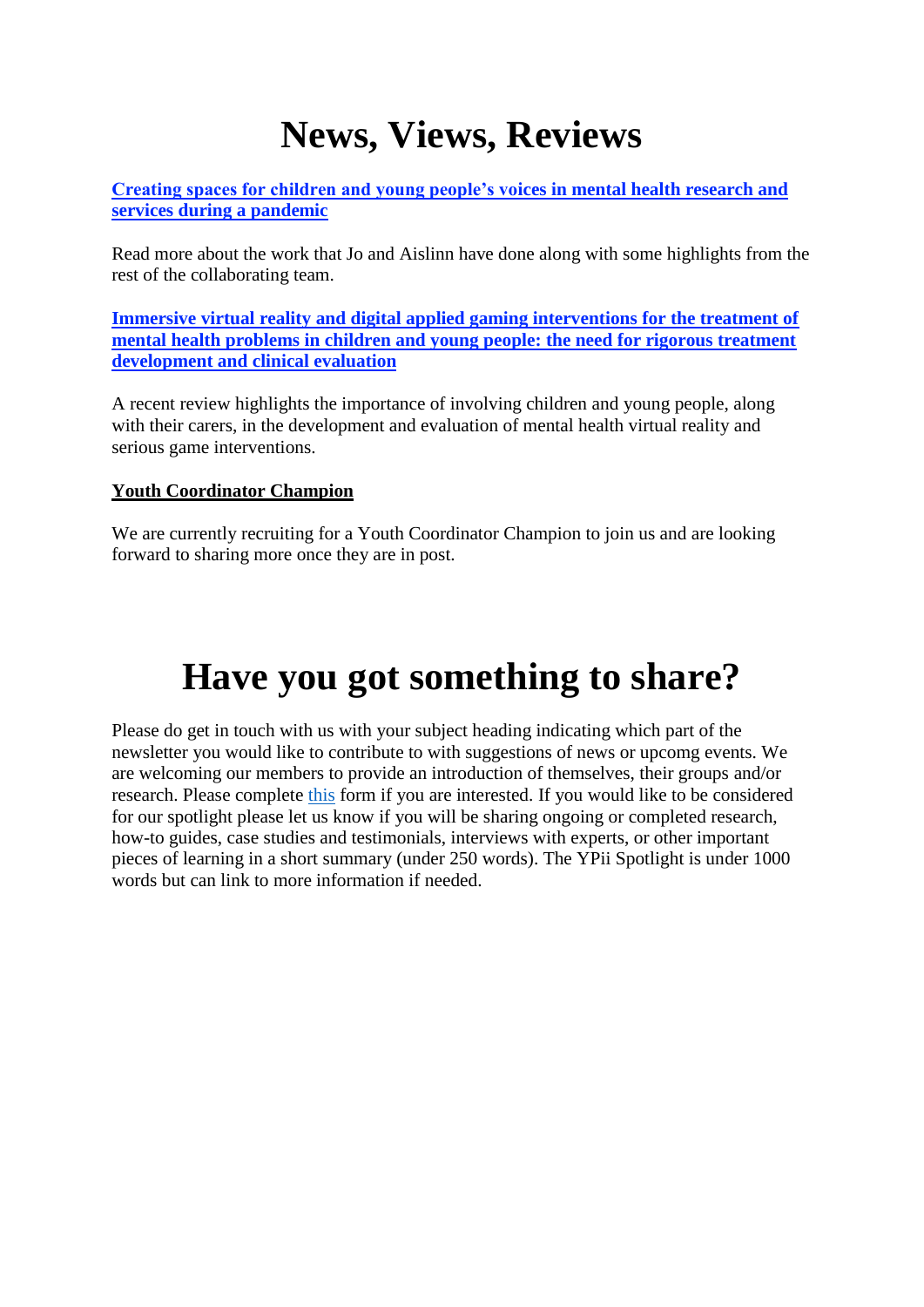# News, Views, Reviews

**[Creating spaces for children and young people's voices in mental health research and services during a pandemic]()**

Read more about the work that Jo and Aislinn have done along with some highlights from the rest of the collaborating team.

**[Immersive virtual reality and digital applied gaming interventions for the treatment of mental health problems in children and young people: the need for rigorous treatment development and clinical evaluation]()**

A recent review highlights the importance of involving children and young people, along with their carers, in the development and evaluation of mental health virtual reality and serious game interventions.

**Youth Coordinator Champion**

We are currently recruiting for a Youth Coordinator Champion to join us and are looking forward to sharing more once they are in post.

# Have you got something to share?

Please do get in touch with us with your subject heading indicating which part of the newsletter you would like to contribute to with suggestions of news or upcomg events. We are welcoming our members to provide an introduction of themselves, their groups and/or research. Please complete [this]() form if you are interested. If you would like to be considered for our spotlight please let us know if you will be sharing ongoing or completed research, how-to guides, case studies and testimonials, interviews with experts, or other important pieces of learning in a short summary (under 250 words). The YPii Spotlight is under 1000 words but can link to more information if needed.